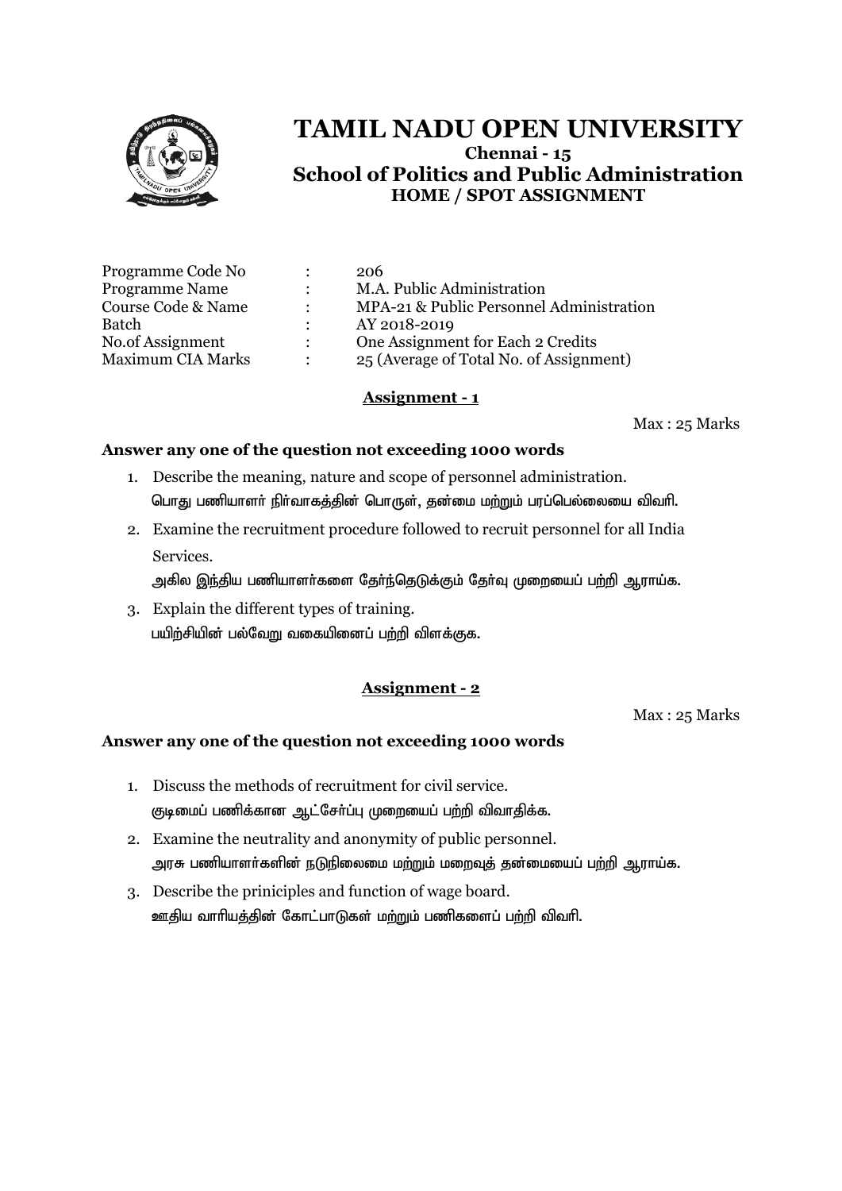# TAMIL NADU OPEN UNIVERSITY

**Chennai - 15**

## School of Politics and Public Administration

**HOME / SPOT ASSIGNMENT**

| | | |
|---|---|---|
| Programme Code No | : | 206 |
| Programme Name | : | M.A. Public Administration |
| Course Code & Name | : | MPA-21 & Public Personnel Administration |
| Batch | : | AY 2018-2019 |
| No.of Assignment | : | One Assignment for Each 2 Credits |
| Maximum CIA Marks | : | 25 (Average of Total No. of Assignment) |

### Assignment - 1

Max : 25 Marks

**Answer any one of the question not exceeding 1000 words**

1. Describe the meaning, nature and scope of personnel administration.
   பொது பணியாளர் நிர்வாகத்தின் பொருள், தன்மை மற்றும் பரப்பெல்லையை விவரி.
2. Examine the recruitment procedure followed to recruit personnel for all India Services.
   அகில இந்திய பணியாளர்களை தேர்ந்தெடுக்கும் தேர்வு முறையைப் பற்றி ஆராய்க.
3. Explain the different types of training.
   பயிற்சியின் பல்வேறு வகையினைப் பற்றி விளக்குக.

### Assignment - 2

Max : 25 Marks

**Answer any one of the question not exceeding 1000 words**

1. Discuss the methods of recruitment for civil service.
   குடிமைப் பணிக்கான ஆட்சேர்ப்பு முறையைப் பற்றி விவாதிக்க.
2. Examine the neutrality and anonymity of public personnel.
   அரசு பணியாளர்களின் நடுநிலைமை மற்றும் மறைவுத் தன்மையைப் பற்றி ஆராய்க.
3. Describe the priniciples and function of wage board.
   ஊதிய வாரியத்தின் கோட்பாடுகள் மற்றும் பணிகளைப் பற்றி விவரி.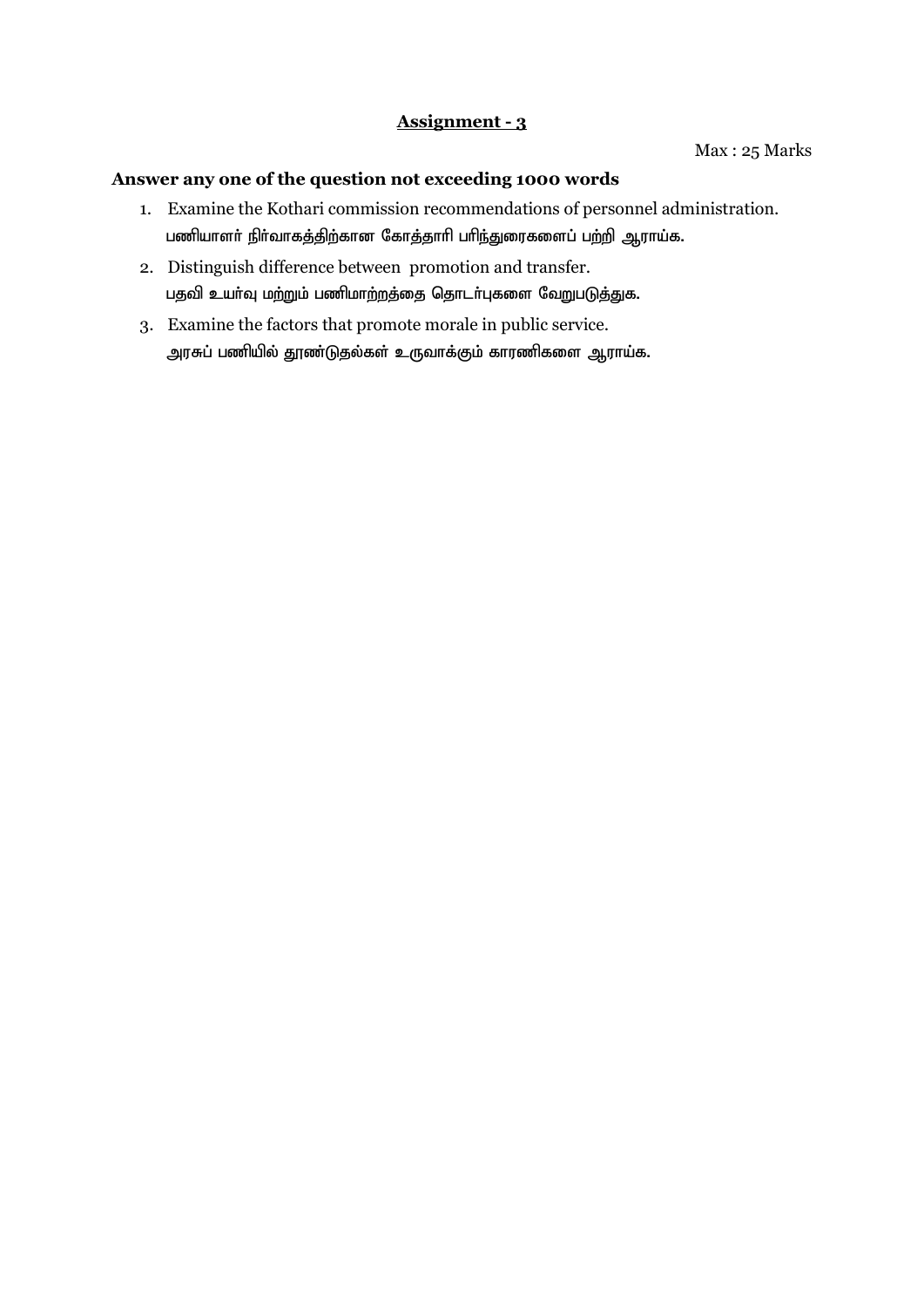## Assignment - 3

Max : 25 Marks

**Answer any one of the question not exceeding 1000 words**

1. Examine the Kothari commission recommendations of personnel administration.
   பணியாளர் நிர்வாகத்திற்கான கோத்தாரி பரிந்துரைகளைப் பற்றி ஆராய்க.
2. Distinguish difference between promotion and transfer.
   பதவி உயர்வு மற்றும் பணிமாற்றத்தை தொடர்புகளை வேறுபடுத்துக.
3. Examine the factors that promote morale in public service.
   அரசுப் பணியில் தூண்டுதல்கள் உருவாக்கும் காரணிகளை ஆராய்க.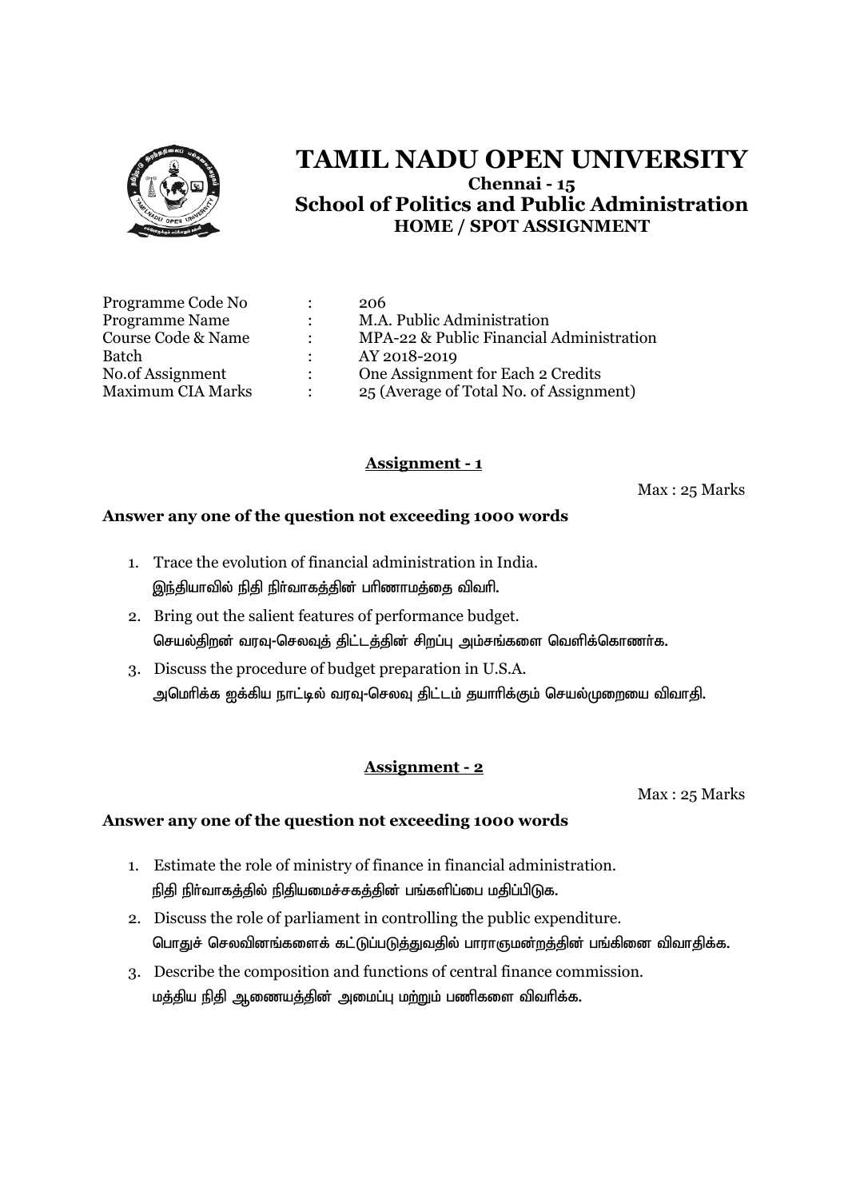# TAMIL NADU OPEN UNIVERSITY

**Chennai - 15**

**School of Politics and Public Administration**

**HOME / SPOT ASSIGNMENT**

| | | |
|---|---|---|
| Programme Code No | : | 206 |
| Programme Name | : | M.A. Public Administration |
| Course Code & Name | : | MPA-22 & Public Financial Administration |
| Batch | : | AY 2018-2019 |
| No.of Assignment | : | One Assignment for Each 2 Credits |
| Maximum CIA Marks | : | 25 (Average of Total No. of Assignment) |

## Assignment - 1

Max : 25 Marks

**Answer any one of the question not exceeding 1000 words**

1. Trace the evolution of financial administration in India.
   இந்தியாவில் நிதி நிர்வாகத்தின் பரிணாமத்தை விவரி.
2. Bring out the salient features of performance budget.
   செயல்திறன் வரவு-செலவுத் திட்டத்தின் சிறப்பு அம்சங்களை வெளிக்கொணர்க.
3. Discuss the procedure of budget preparation in U.S.A.
   அமெரிக்க ஐக்கிய நாட்டில் வரவு-செலவு திட்டம் தயாரிக்கும் செயல்முறையை விவாதி.

## Assignment - 2

Max : 25 Marks

**Answer any one of the question not exceeding 1000 words**

1. Estimate the role of ministry of finance in financial administration.
   நிதி நிர்வாகத்தில் நிதியமைச்சகத்தின் பங்களிப்பை மதிப்பிடுக.
2. Discuss the role of parliament in controlling the public expenditure.
   பொதுச் செலவினங்களைக் கட்டுப்படுத்துவதில் பாராளுமன்றத்தின் பங்கினை விவாதிக்க.
3. Describe the composition and functions of central finance commission.
   மத்திய நிதி ஆணையத்தின் அமைப்பு மற்றும் பணிகளை விவரிக்க.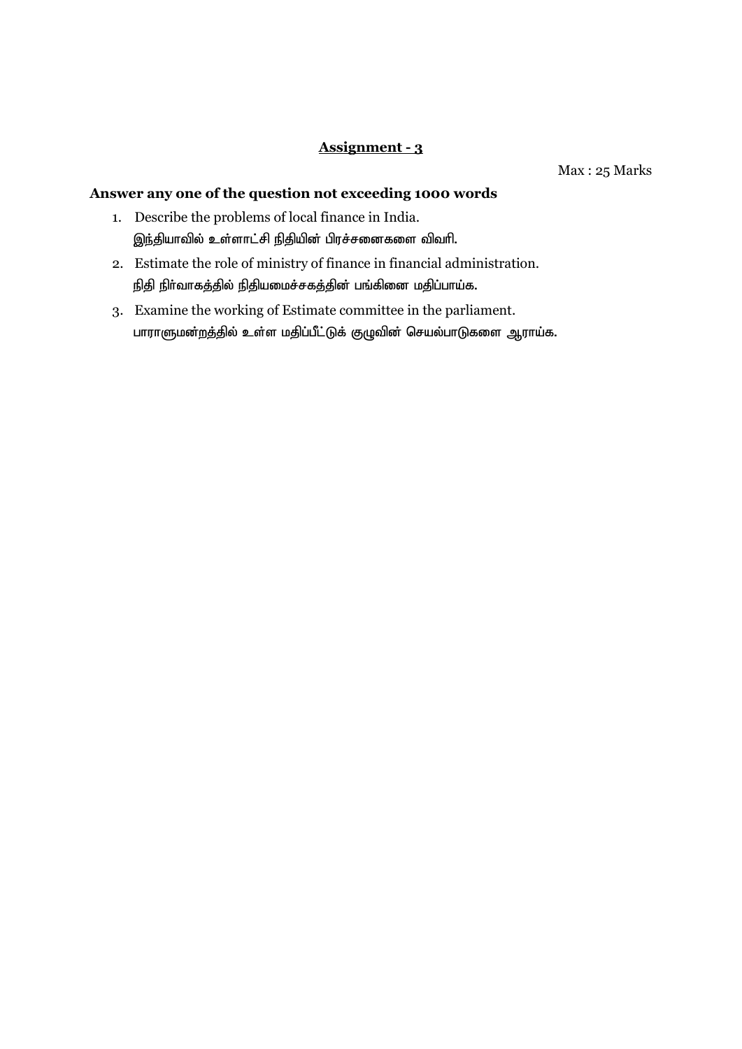## Assignment - 3

Max : 25 Marks

**Answer any one of the question not exceeding 1000 words**

1. Describe the problems of local finance in India.
   இந்தியாவில் உள்ளாட்சி நிதியின் பிரச்சனைகளை விவரி.
2. Estimate the role of ministry of finance in financial administration.
   நிதி நிர்வாகத்தில் நிதியமைச்சகத்தின் பங்கினை மதிப்பாய்க.
3. Examine the working of Estimate committee in the parliament.
   பாராளுமன்றத்தில் உள்ள மதிப்பீட்டுக் குழுவின் செயல்பாடுகளை ஆராய்க.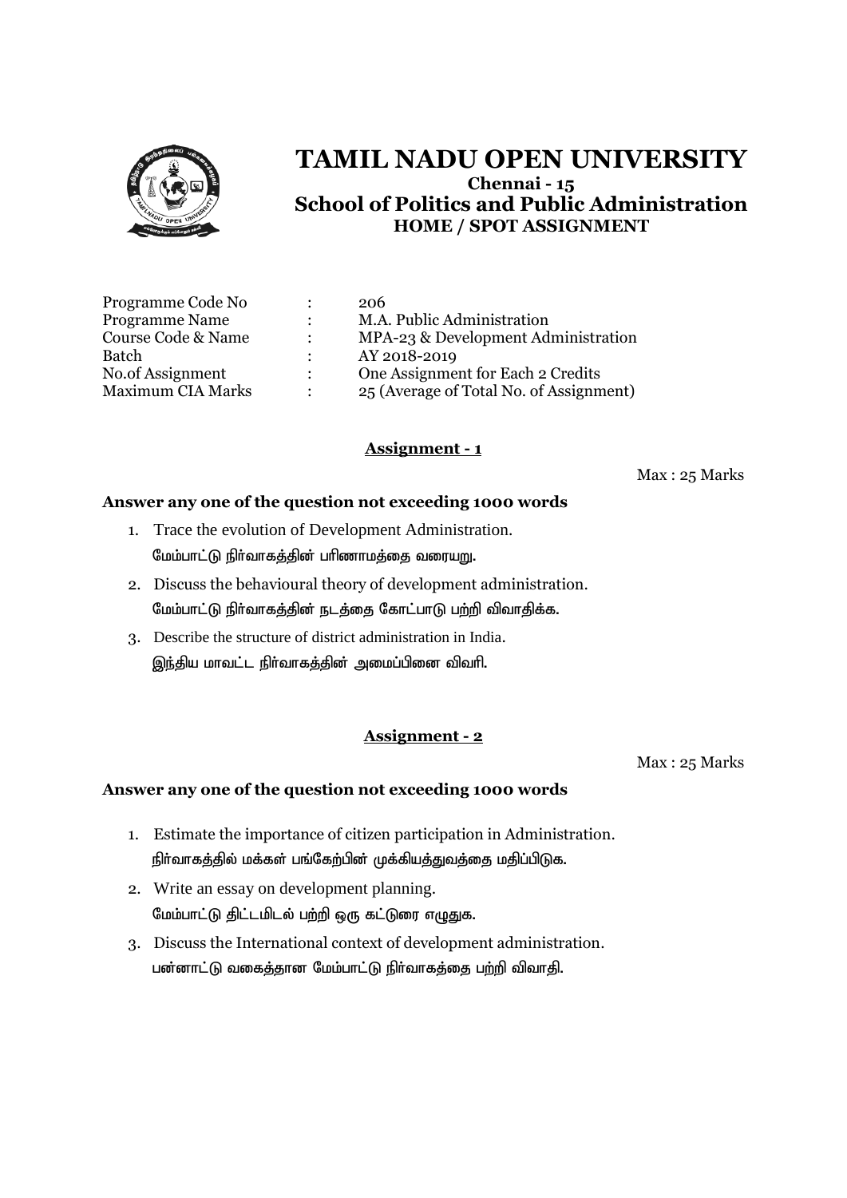# TAMIL NADU OPEN UNIVERSITY

**Chennai - 15**

## School of Politics and Public Administration

**HOME / SPOT ASSIGNMENT**

| | | |
|---|---|---|
| Programme Code No | : | 206 |
| Programme Name | : | M.A. Public Administration |
| Course Code & Name | : | MPA-23 & Development Administration |
| Batch | : | AY 2018-2019 |
| No.of Assignment | : | One Assignment for Each 2 Credits |
| Maximum CIA Marks | : | 25 (Average of Total No. of Assignment) |

### Assignment - 1

Max : 25 Marks

**Answer any one of the question not exceeding 1000 words**

1. Trace the evolution of Development Administration.
   மேம்பாட்டு நிர்வாகத்தின் பரிணாமத்தை வரையறு.
2. Discuss the behavioural theory of development administration.
   மேம்பாட்டு நிர்வாகத்தின் நடத்தை கோட்பாடு பற்றி விவாதிக்க.
3. Describe the structure of district administration in India.
   இந்திய மாவட்ட நிர்வாகத்தின் அமைப்பினை விவரி.

### Assignment - 2

Max : 25 Marks

**Answer any one of the question not exceeding 1000 words**

1. Estimate the importance of citizen participation in Administration.
   நிர்வாகத்தில் மக்கள் பங்கேற்பின் முக்கியத்துவத்தை மதிப்பிடுக.
2. Write an essay on development planning.
   மேம்பாட்டு திட்டமிடல் பற்றி ஒரு கட்டுரை எழுதுக.
3. Discuss the International context of development administration.
   பன்னாட்டு வகைத்தான மேம்பாட்டு நிர்வாகத்தை பற்றி விவாதி.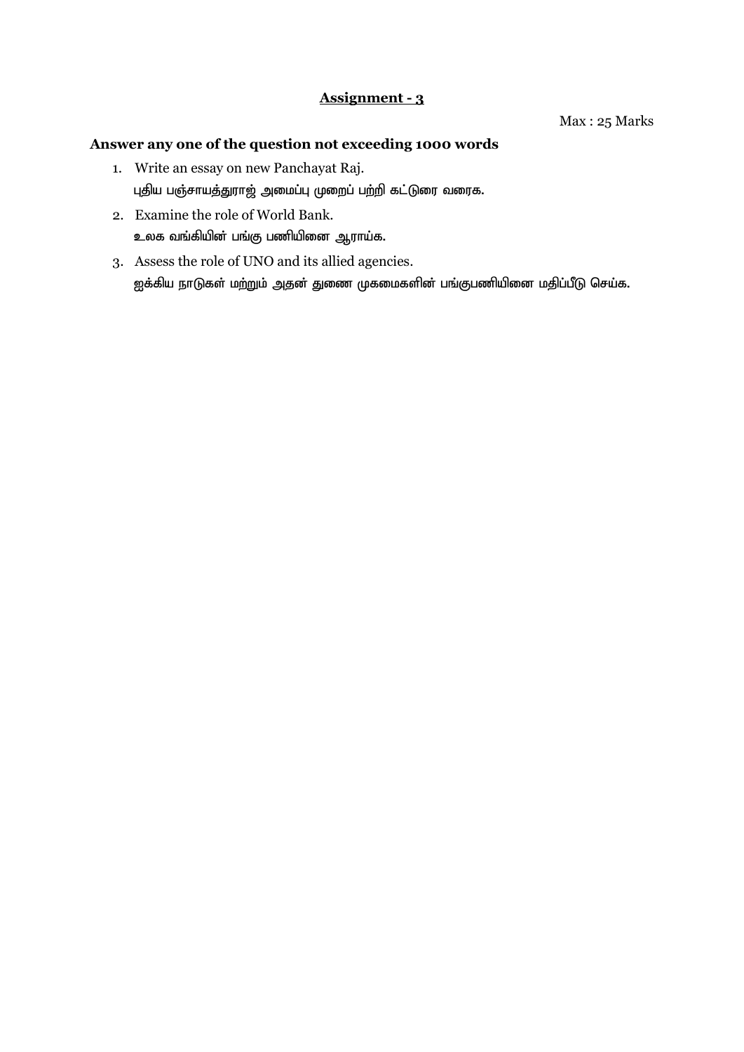## Assignment - 3

Max : 25 Marks

**Answer any one of the question not exceeding 1000 words**

1. Write an essay on new Panchayat Raj.

   **புதிய பஞ்சாயத்துராஜ் அமைப்பு முறைப் பற்றி கட்டுரை வரைக.**

2. Examine the role of World Bank.

   **உலக வங்கியின் பங்கு பணியினை ஆராய்க.**

3. Assess the role of UNO and its allied agencies.

   **ஐக்கிய நாடுகள் மற்றும் அதன் துணை முகமைகளின் பங்குபணியினை மதிப்பீடு செய்க.**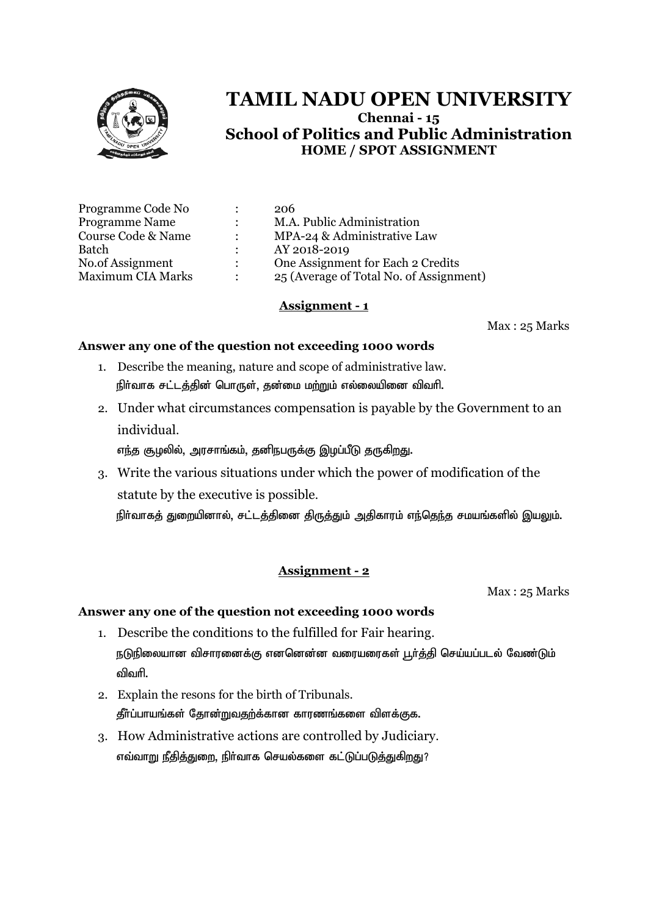# TAMIL NADU OPEN UNIVERSITY

**Chennai - 15**

## School of Politics and Public Administration

**HOME / SPOT ASSIGNMENT**

| | | |
|---|---|---|
| Programme Code No | : | 206 |
| Programme Name | : | M.A. Public Administration |
| Course Code & Name | : | MPA-24 & Administrative Law |
| Batch | : | AY 2018-2019 |
| No.of Assignment | : | One Assignment for Each 2 Credits |
| Maximum CIA Marks | : | 25 (Average of Total No. of Assignment) |

### Assignment - 1

Max : 25 Marks

**Answer any one of the question not exceeding 1000 words**

1. Describe the meaning, nature and scope of administrative law.
   நிர்வாக சட்டத்தின் பொருள், தன்மை மற்றும் எல்லையினை விவரி.
2. Under what circumstances compensation is payable by the Government to an individual.
   எந்த சூழலில், அரசாங்கம், தனிநபருக்கு இழப்பீடு தருகிறது.
3. Write the various situations under which the power of modification of the statute by the executive is possible.
   நிர்வாகத் துறையினால், சட்டத்தினை திருத்தும் அதிகாரம் எந்தெந்த சமயங்களில் இயலும்.

### Assignment - 2

Max : 25 Marks

**Answer any one of the question not exceeding 1000 words**

1. Describe the conditions to the fulfilled for Fair hearing.
   நடுநிலையான விசாரனைக்கு எனனென்ன வரையரைகள் பூர்த்தி செய்யப்படல் வேண்டும் விவரி.
2. Explain the resons for the birth of Tribunals.
   தீர்ப்பாயங்கள் தோன்றுவதற்க்கான காரணங்களை விளக்குக.
3. How Administrative actions are controlled by Judiciary.
   எவ்வாறு நீதித்துறை, நிர்வாக செயல்களை கட்டுப்படுத்துகிறது?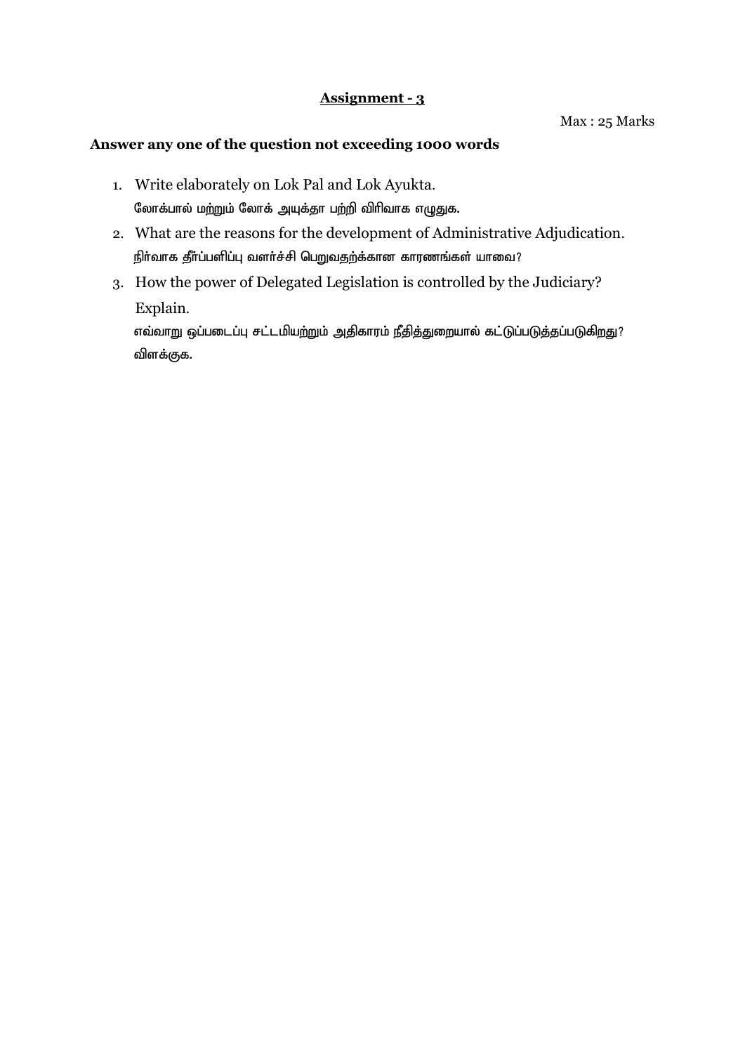## Assignment - 3

Max : 25 Marks

**Answer any one of the question not exceeding 1000 words**

1. Write elaborately on Lok Pal and Lok Ayukta.
   லோக்பால் மற்றும் லோக் அயுக்தா பற்றி விரிவாக எழுதுக.
2. What are the reasons for the development of Administrative Adjudication.
   நிர்வாக தீர்ப்பளிப்பு வளர்ச்சி பெறுவதற்க்கான காரணங்கள் யாவை?
3. How the power of Delegated Legislation is controlled by the Judiciary? Explain.
   எவ்வாறு ஒப்படைப்பு சட்டமியற்றும் அதிகாரம் நீதித்துறையால் கட்டுப்படுத்தப்படுகிறது? விளக்குக.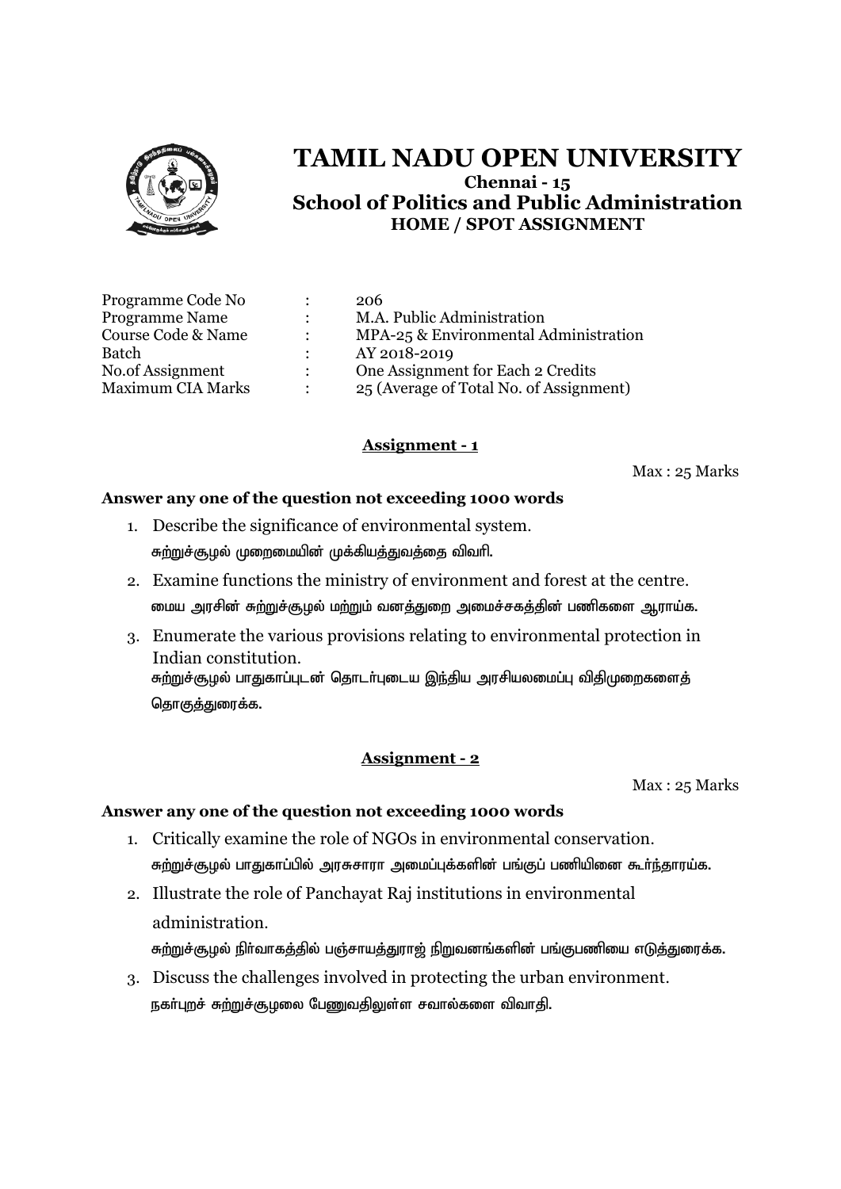# TAMIL NADU OPEN UNIVERSITY

**Chennai - 15**

## School of Politics and Public Administration

**HOME / SPOT ASSIGNMENT**

| | | |
|---|---|---|
| Programme Code No | : | 206 |
| Programme Name | : | M.A. Public Administration |
| Course Code & Name | : | MPA-25 & Environmental Administration |
| Batch | : | AY 2018-2019 |
| No.of Assignment | : | One Assignment for Each 2 Credits |
| Maximum CIA Marks | : | 25 (Average of Total No. of Assignment) |

### Assignment - 1

Max : 25 Marks

**Answer any one of the question not exceeding 1000 words**

1. Describe the significance of environmental system.
   சுற்றுச்சூழல் முறைமையின் முக்கியத்துவத்தை விவரி.
2. Examine functions the ministry of environment and forest at the centre.
   மைய அரசின் சுற்றுச்சூழல் மற்றும் வனத்துறை அமைச்சகத்தின் பணிகளை ஆராய்க.
3. Enumerate the various provisions relating to environmental protection in Indian constitution.
   சுற்றுச்சூழல் பாதுகாப்புடன் தொடர்புடைய இந்திய அரசியலமைப்பு விதிமுறைகளைத் தொகுத்துரைக்க.

### Assignment - 2

Max : 25 Marks

**Answer any one of the question not exceeding 1000 words**

1. Critically examine the role of NGOs in environmental conservation.
   சுற்றுச்சூழல் பாதுகாப்பில் அரசுசாரா அமைப்புக்களின் பங்குப் பணியினை கூர்ந்தாய்க.
2. Illustrate the role of Panchayat Raj institutions in environmental administration.
   சுற்றுச்சூழல் நிர்வாகத்தில் பஞ்சாயத்துராஜ் நிறுவனங்களின் பங்குபணியை எடுத்துரைக்க.
3. Discuss the challenges involved in protecting the urban environment.
   நகர்புறச் சுற்றுச்சூழலை பேணுவதிலுள்ள சவால்களை விவாதி.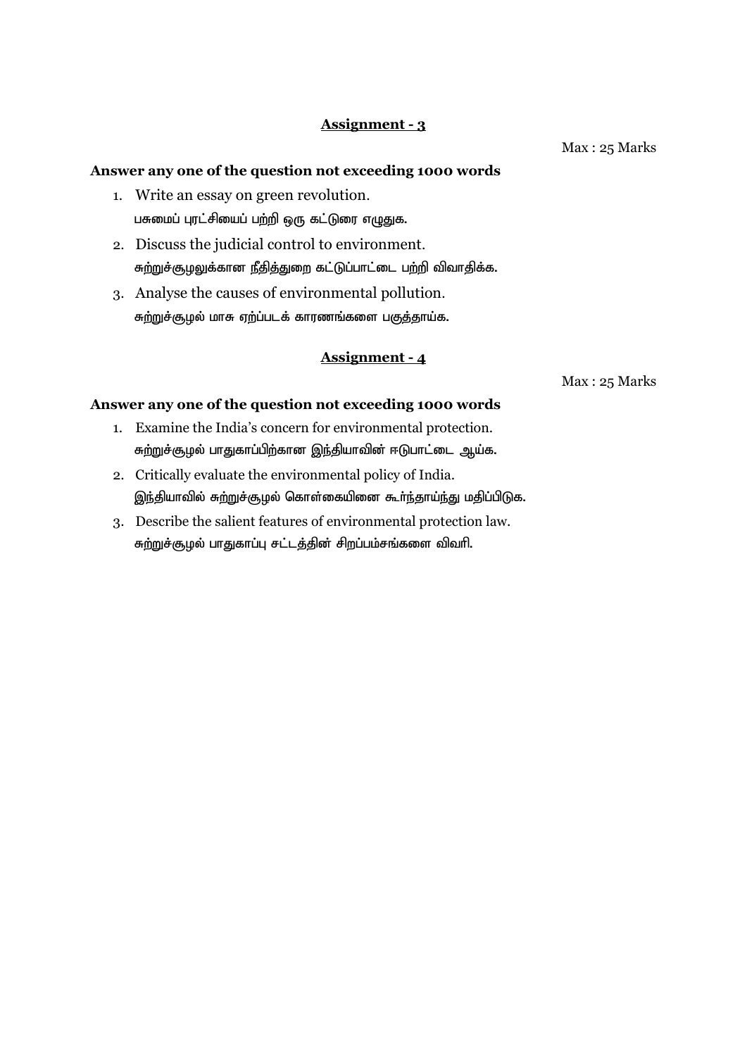## Assignment - 3

Max : 25 Marks

**Answer any one of the question not exceeding 1000 words**

1. Write an essay on green revolution.
   பசுமைப் புரட்சியைப் பற்றி ஒரு கட்டுரை எழுதுக.
2. Discuss the judicial control to environment.
   சுற்றுச்சூழலுக்கான நீதித்துறை கட்டுப்பாட்டை பற்றி விவாதிக்க.
3. Analyse the causes of environmental pollution.
   சுற்றுச்சூழல் மாசு ஏற்ப்படக் காரணங்களை பகுத்தாய்க.

## Assignment - 4

Max : 25 Marks

**Answer any one of the question not exceeding 1000 words**

1. Examine the India's concern for environmental protection.
   சுற்றுச்சூழல் பாதுகாப்பிற்கான இந்தியாவின் ஈடுபாட்டை ஆய்க.
2. Critically evaluate the environmental policy of India.
   இந்தியாவில் சுற்றுச்சூழல் கொள்கையினை கூர்ந்தாய்ந்து மதிப்பிடுக.
3. Describe the salient features of environmental protection law.
   சுற்றுச்சூழல் பாதுகாப்பு சட்டத்தின் சிறப்பம்சங்களை விவரி.